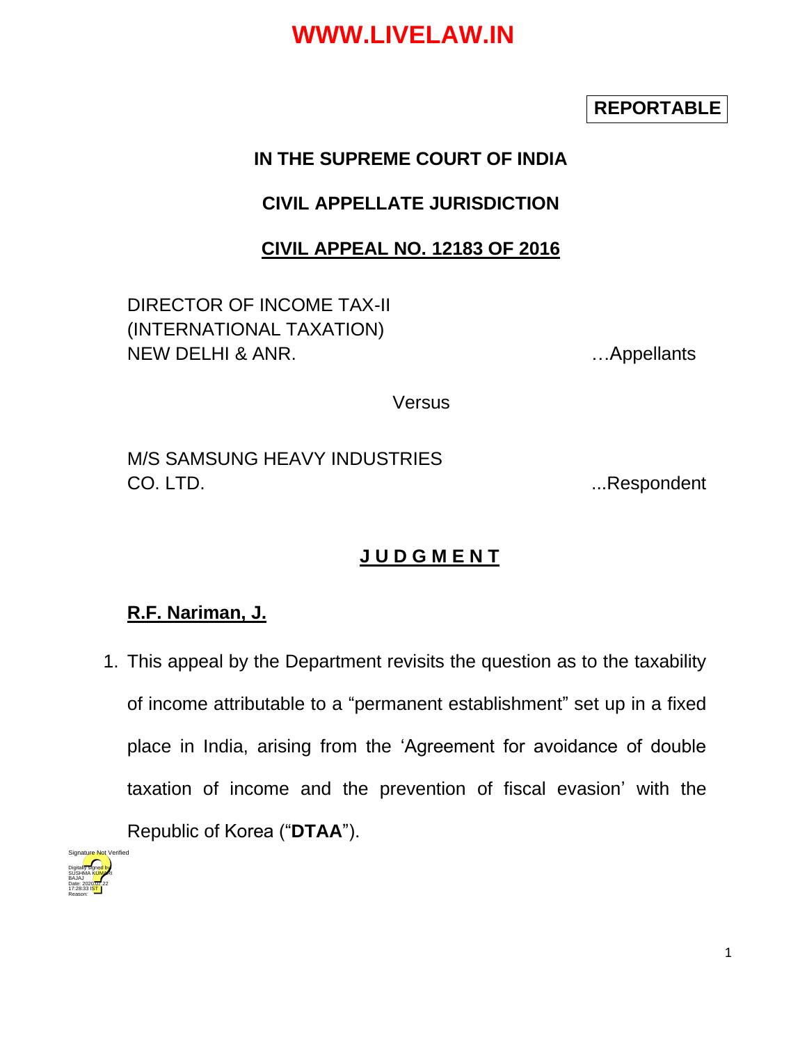**REPORTABLE**

**IN THE SUPREME COURT OF INDIA**

**CIVIL APPELLATE JURISDICTION**

**CIVIL APPEAL NO. 12183 OF 2016**

DIRECTOR OF INCOME TAX-II (INTERNATIONAL TAXATION) NEW DELHI & ANR. …Appellants

Versus

M/S SAMSUNG HEAVY INDUSTRIES CO. LTD. ...Respondent

**J U D G M E N T**

**R.F. Nariman, J.**

1. This appeal by the Department revisits the question as to the taxability of income attributable to a "permanent establishment" set up in a fixed place in India, arising from the 'Agreement for avoidance of double taxation of income and the prevention of fiscal evasion' with the Republic of Korea ("**DTAA**").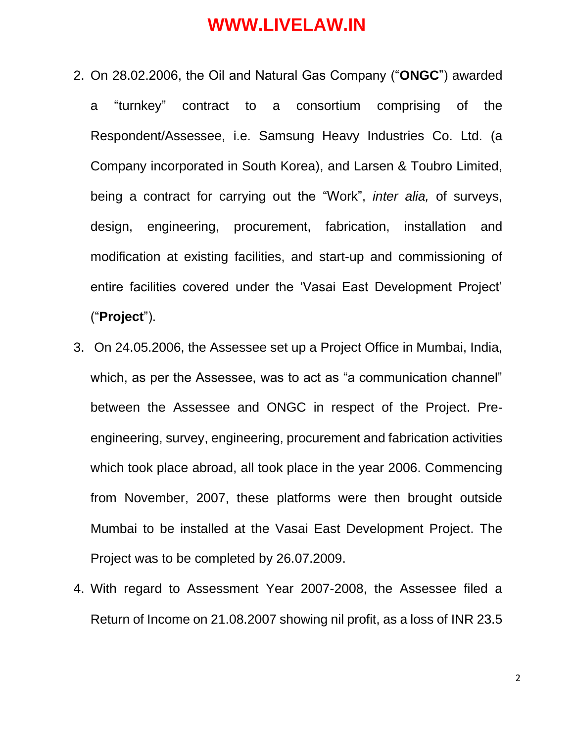2. On 28.02.2006, the Oil and Natural Gas Company ("**ONGC**") awarded a "turnkey" contract to a consortium comprising of the Respondent/Assessee, i.e. Samsung Heavy Industries Co. Ltd. (a Company incorporated in South Korea), and Larsen & Toubro Limited, being a contract for carrying out the "Work", *inter alia,* of surveys, design, engineering, procurement, fabrication, installation and modification at existing facilities, and start-up and commissioning of entire facilities covered under the 'Vasai East Development Project' ("**Project**").

3. On 24.05.2006, the Assessee set up a Project Office in Mumbai, India, which, as per the Assessee, was to act as "a communication channel" between the Assessee and ONGC in respect of the Project. Pre-engineering, survey, engineering, procurement and fabrication activities which took place abroad, all took place in the year 2006. Commencing from November, 2007, these platforms were then brought outside Mumbai to be installed at the Vasai East Development Project. The Project was to be completed by 26.07.2009.

4. With regard to Assessment Year 2007-2008, the Assessee filed a Return of Income on 21.08.2007 showing nil profit, as a loss of INR 23.5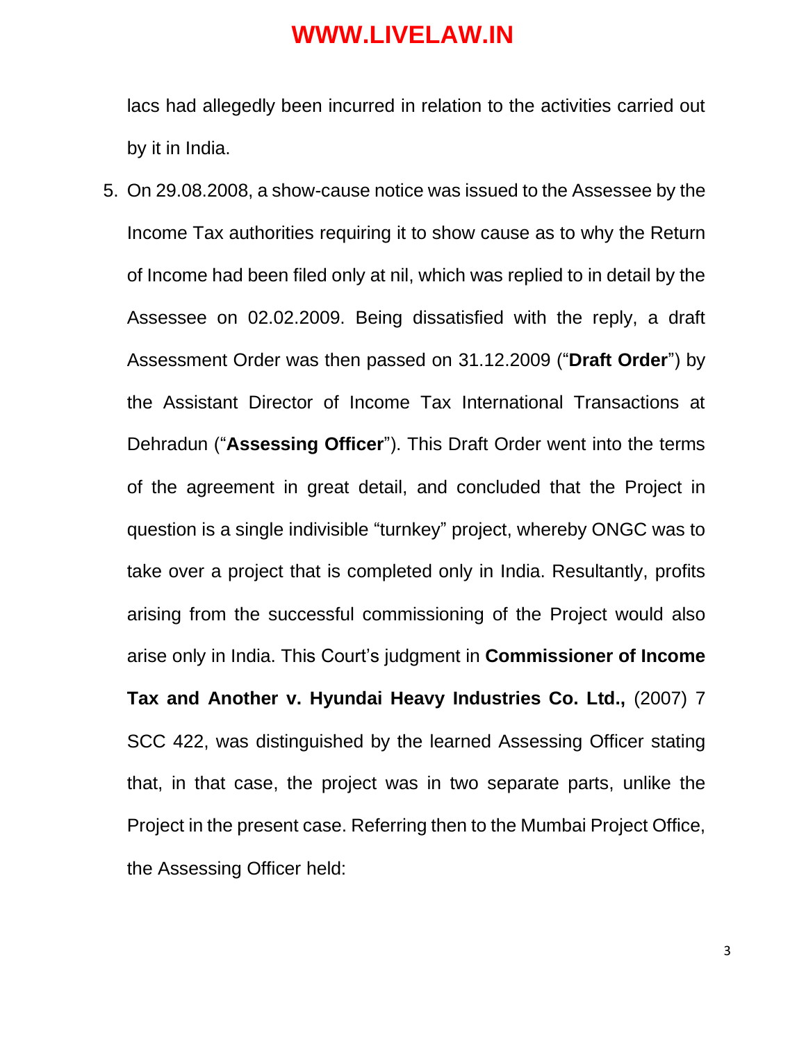lacs had allegedly been incurred in relation to the activities carried out by it in India.

5. On 29.08.2008, a show-cause notice was issued to the Assessee by the Income Tax authorities requiring it to show cause as to why the Return of Income had been filed only at nil, which was replied to in detail by the Assessee on 02.02.2009. Being dissatisfied with the reply, a draft Assessment Order was then passed on 31.12.2009 ("**Draft Order**") by the Assistant Director of Income Tax International Transactions at Dehradun ("**Assessing Officer**"). This Draft Order went into the terms of the agreement in great detail, and concluded that the Project in question is a single indivisible "turnkey" project, whereby ONGC was to take over a project that is completed only in India. Resultantly, profits arising from the successful commissioning of the Project would also arise only in India. This Court's judgment in **Commissioner of Income Tax and Another v. Hyundai Heavy Industries Co. Ltd.,** (2007) 7 SCC 422, was distinguished by the learned Assessing Officer stating that, in that case, the project was in two separate parts, unlike the Project in the present case. Referring then to the Mumbai Project Office, the Assessing Officer held: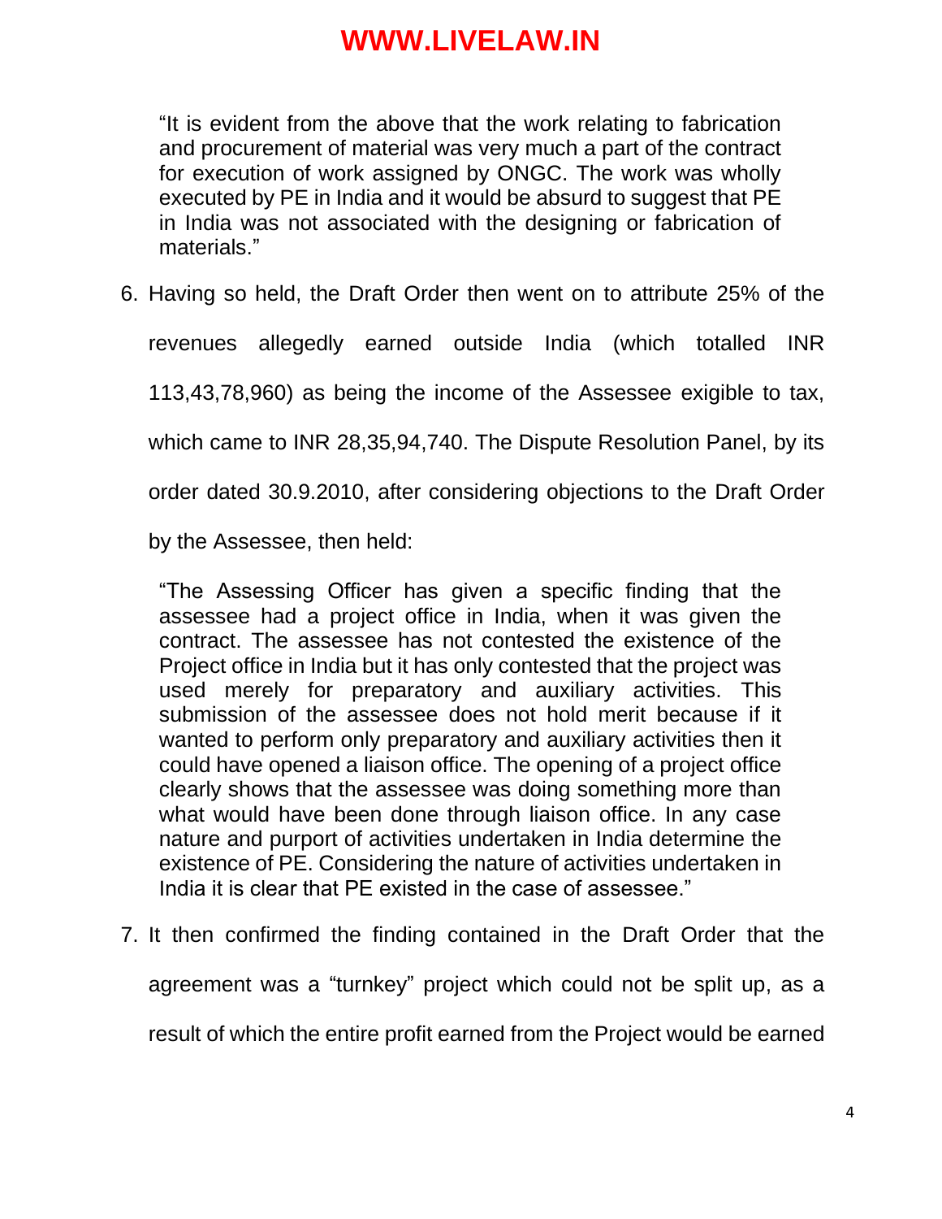> "It is evident from the above that the work relating to fabrication and procurement of material was very much a part of the contract for execution of work assigned by ONGC. The work was wholly executed by PE in India and it would be absurd to suggest that PE in India was not associated with the designing or fabrication of materials."

6. Having so held, the Draft Order then went on to attribute 25% of the revenues allegedly earned outside India (which totalled INR 113,43,78,960) as being the income of the Assessee exigible to tax, which came to INR 28,35,94,740. The Dispute Resolution Panel, by its order dated 30.9.2010, after considering objections to the Draft Order by the Assessee, then held:

> "The Assessing Officer has given a specific finding that the assessee had a project office in India, when it was given the contract. The assessee has not contested the existence of the Project office in India but it has only contested that the project was used merely for preparatory and auxiliary activities. This submission of the assessee does not hold merit because if it wanted to perform only preparatory and auxiliary activities then it could have opened a liaison office. The opening of a project office clearly shows that the assessee was doing something more than what would have been done through liaison office. In any case nature and purport of activities undertaken in India determine the existence of PE. Considering the nature of activities undertaken in India it is clear that PE existed in the case of assessee."

7. It then confirmed the finding contained in the Draft Order that the agreement was a "turnkey" project which could not be split up, as a result of which the entire profit earned from the Project would be earned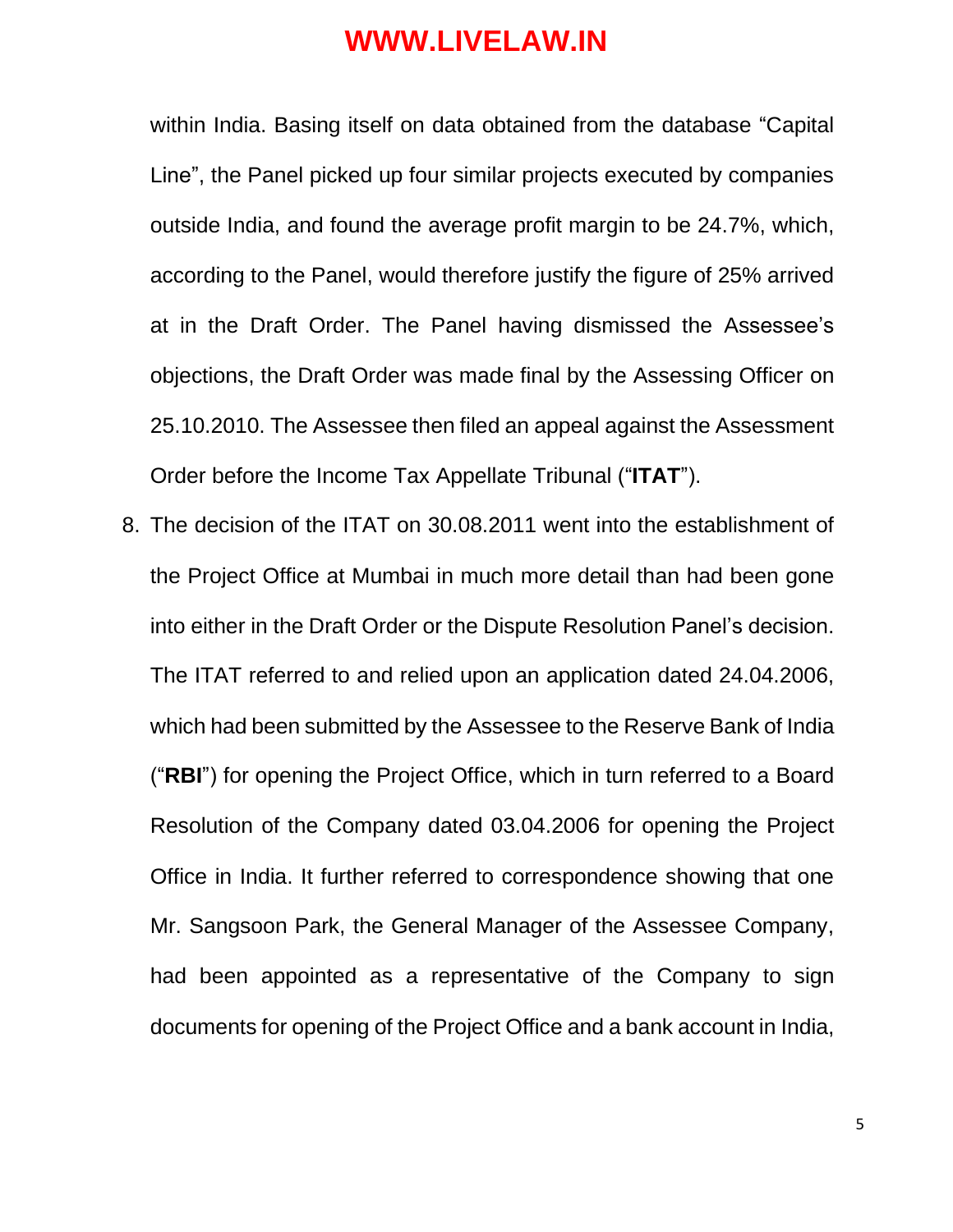within India. Basing itself on data obtained from the database "Capital Line", the Panel picked up four similar projects executed by companies outside India, and found the average profit margin to be 24.7%, which, according to the Panel, would therefore justify the figure of 25% arrived at in the Draft Order. The Panel having dismissed the Assessee's objections, the Draft Order was made final by the Assessing Officer on 25.10.2010. The Assessee then filed an appeal against the Assessment Order before the Income Tax Appellate Tribunal ("**ITAT**").

8. The decision of the ITAT on 30.08.2011 went into the establishment of the Project Office at Mumbai in much more detail than had been gone into either in the Draft Order or the Dispute Resolution Panel's decision. The ITAT referred to and relied upon an application dated 24.04.2006, which had been submitted by the Assessee to the Reserve Bank of India ("**RBI**") for opening the Project Office, which in turn referred to a Board Resolution of the Company dated 03.04.2006 for opening the Project Office in India. It further referred to correspondence showing that one Mr. Sangsoon Park, the General Manager of the Assessee Company, had been appointed as a representative of the Company to sign documents for opening of the Project Office and a bank account in India,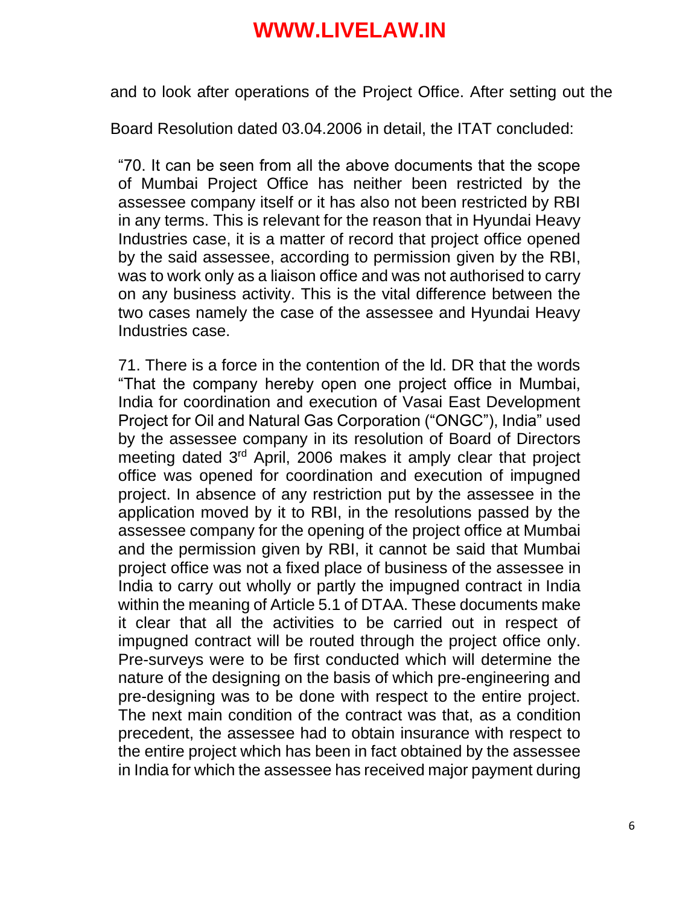and to look after operations of the Project Office. After setting out the Board Resolution dated 03.04.2006 in detail, the ITAT concluded:

> "70. It can be seen from all the above documents that the scope of Mumbai Project Office has neither been restricted by the assessee company itself or it has also not been restricted by RBI in any terms. This is relevant for the reason that in Hyundai Heavy Industries case, it is a matter of record that project office opened by the said assessee, according to permission given by the RBI, was to work only as a liaison office and was not authorised to carry on any business activity. This is the vital difference between the two cases namely the case of the assessee and Hyundai Heavy Industries case.
>
> 71. There is a force in the contention of the ld. DR that the words "That the company hereby open one project office in Mumbai, India for coordination and execution of Vasai East Development Project for Oil and Natural Gas Corporation ("ONGC"), India" used by the assessee company in its resolution of Board of Directors meeting dated 3rd April, 2006 makes it amply clear that project office was opened for coordination and execution of impugned project. In absence of any restriction put by the assessee in the application moved by it to RBI, in the resolutions passed by the assessee company for the opening of the project office at Mumbai and the permission given by RBI, it cannot be said that Mumbai project office was not a fixed place of business of the assessee in India to carry out wholly or partly the impugned contract in India within the meaning of Article 5.1 of DTAA. These documents make it clear that all the activities to be carried out in respect of impugned contract will be routed through the project office only. Pre-surveys were to be first conducted which will determine the nature of the designing on the basis of which pre-engineering and pre-designing was to be done with respect to the entire project. The next main condition of the contract was that, as a condition precedent, the assessee had to obtain insurance with respect to the entire project which has been in fact obtained by the assessee in India for which the assessee has received major payment during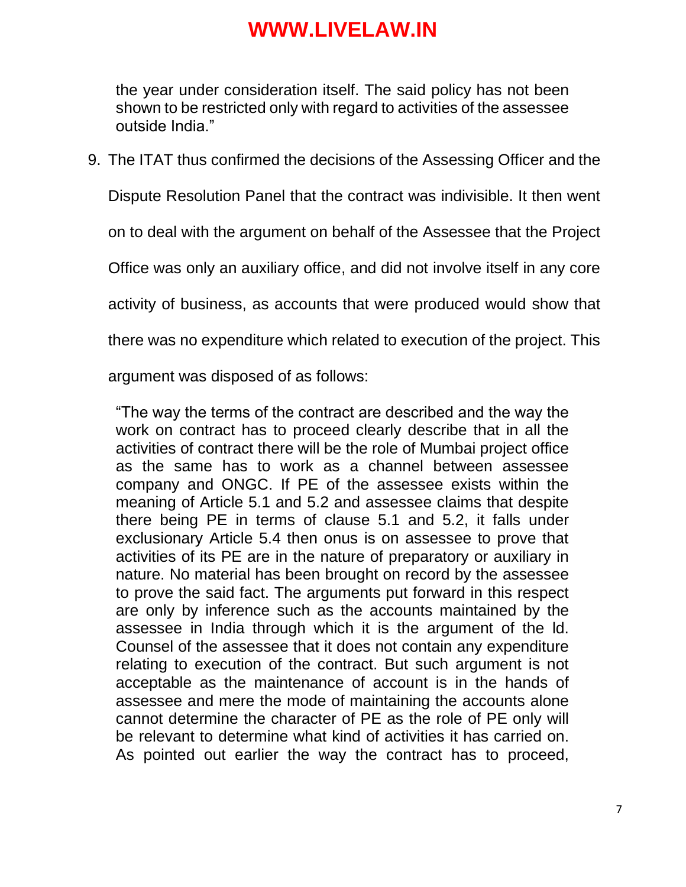> the year under consideration itself. The said policy has not been shown to be restricted only with regard to activities of the assessee outside India."

9. The ITAT thus confirmed the decisions of the Assessing Officer and the Dispute Resolution Panel that the contract was indivisible. It then went on to deal with the argument on behalf of the Assessee that the Project Office was only an auxiliary office, and did not involve itself in any core activity of business, as accounts that were produced would show that there was no expenditure which related to execution of the project. This argument was disposed of as follows:

> "The way the terms of the contract are described and the way the work on contract has to proceed clearly describe that in all the activities of contract there will be the role of Mumbai project office as the same has to work as a channel between assessee company and ONGC. If PE of the assessee exists within the meaning of Article 5.1 and 5.2 and assessee claims that despite there being PE in terms of clause 5.1 and 5.2, it falls under exclusionary Article 5.4 then onus is on assessee to prove that activities of its PE are in the nature of preparatory or auxiliary in nature. No material has been brought on record by the assessee to prove the said fact. The arguments put forward in this respect are only by inference such as the accounts maintained by the assessee in India through which it is the argument of the ld. Counsel of the assessee that it does not contain any expenditure relating to execution of the contract. But such argument is not acceptable as the maintenance of account is in the hands of assessee and mere the mode of maintaining the accounts alone cannot determine the character of PE as the role of PE only will be relevant to determine what kind of activities it has carried on. As pointed out earlier the way the contract has to proceed,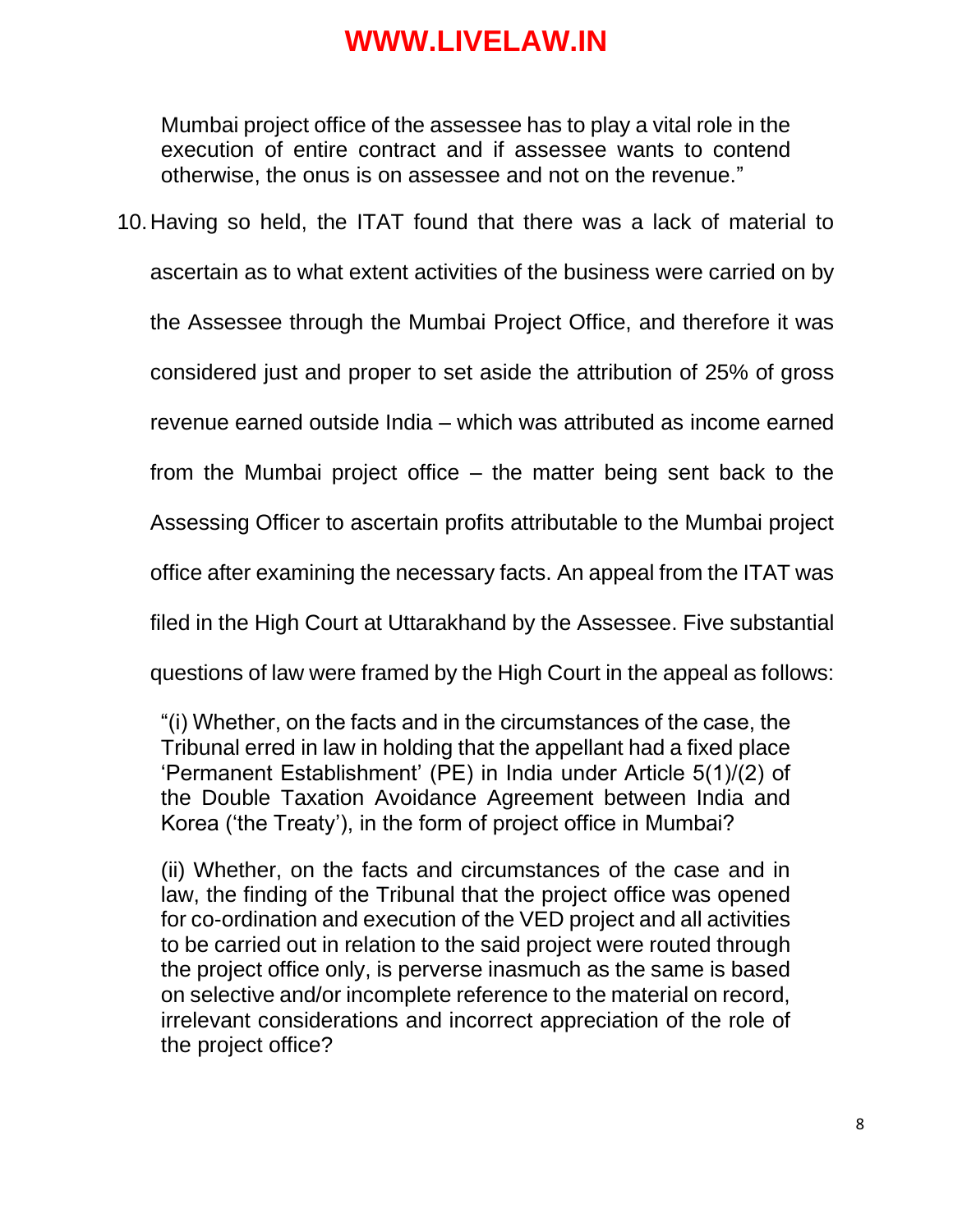Mumbai project office of the assessee has to play a vital role in the execution of entire contract and if assessee wants to contend otherwise, the onus is on assessee and not on the revenue."

10. Having so held, the ITAT found that there was a lack of material to ascertain as to what extent activities of the business were carried on by the Assessee through the Mumbai Project Office, and therefore it was considered just and proper to set aside the attribution of 25% of gross revenue earned outside India – which was attributed as income earned from the Mumbai project office – the matter being sent back to the Assessing Officer to ascertain profits attributable to the Mumbai project office after examining the necessary facts. An appeal from the ITAT was filed in the High Court at Uttarakhand by the Assessee. Five substantial questions of law were framed by the High Court in the appeal as follows:

> "(i) Whether, on the facts and in the circumstances of the case, the Tribunal erred in law in holding that the appellant had a fixed place 'Permanent Establishment' (PE) in India under Article 5(1)/(2) of the Double Taxation Avoidance Agreement between India and Korea ('the Treaty'), in the form of project office in Mumbai?
>
> (ii) Whether, on the facts and circumstances of the case and in law, the finding of the Tribunal that the project office was opened for co-ordination and execution of the VED project and all activities to be carried out in relation to the said project were routed through the project office only, is perverse inasmuch as the same is based on selective and/or incomplete reference to the material on record, irrelevant considerations and incorrect appreciation of the role of the project office?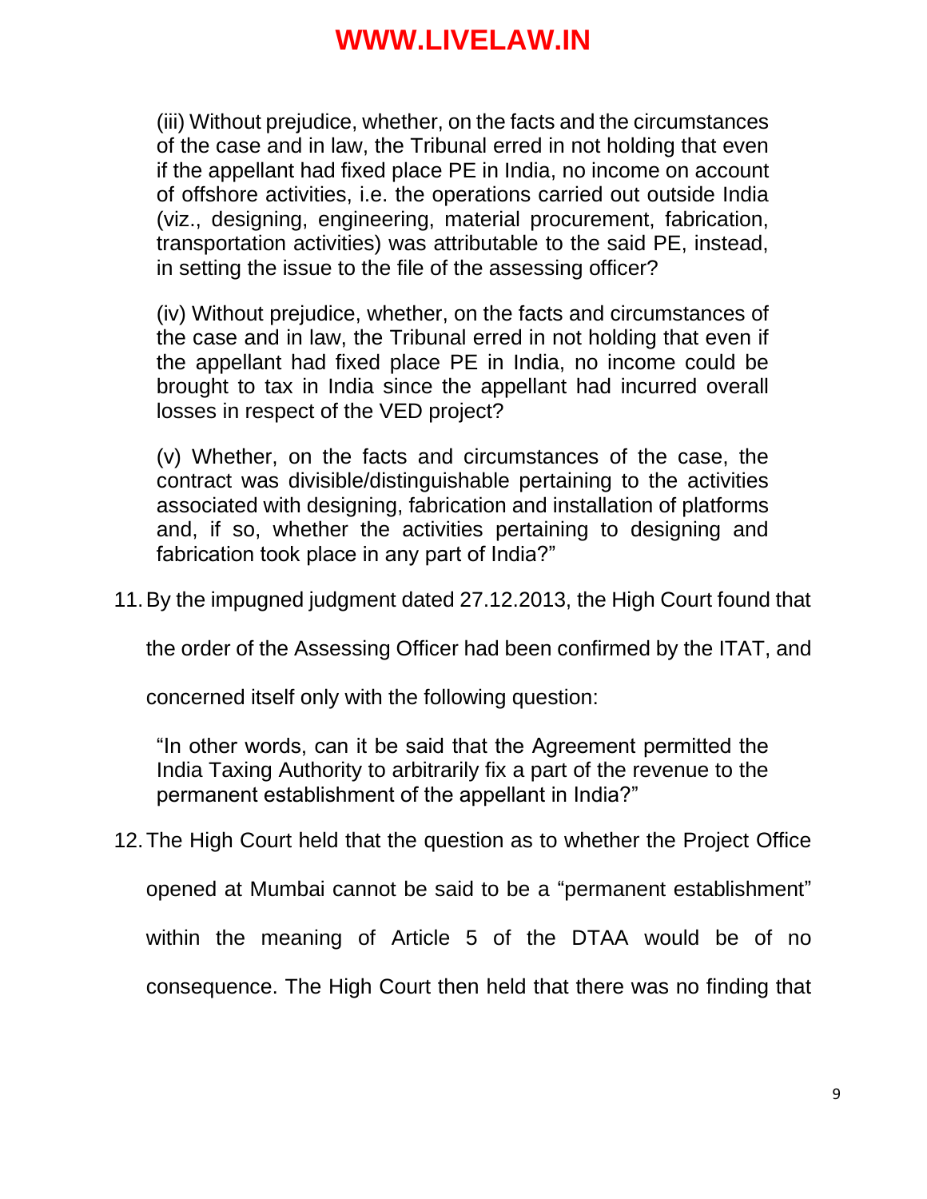(iii) Without prejudice, whether, on the facts and the circumstances of the case and in law, the Tribunal erred in not holding that even if the appellant had fixed place PE in India, no income on account of offshore activities, i.e. the operations carried out outside India (viz., designing, engineering, material procurement, fabrication, transportation activities) was attributable to the said PE, instead, in setting the issue to the file of the assessing officer?

(iv) Without prejudice, whether, on the facts and circumstances of the case and in law, the Tribunal erred in not holding that even if the appellant had fixed place PE in India, no income could be brought to tax in India since the appellant had incurred overall losses in respect of the VED project?

(v) Whether, on the facts and circumstances of the case, the contract was divisible/distinguishable pertaining to the activities associated with designing, fabrication and installation of platforms and, if so, whether the activities pertaining to designing and fabrication took place in any part of India?"

11. By the impugned judgment dated 27.12.2013, the High Court found that the order of the Assessing Officer had been confirmed by the ITAT, and concerned itself only with the following question:

> "In other words, can it be said that the Agreement permitted the India Taxing Authority to arbitrarily fix a part of the revenue to the permanent establishment of the appellant in India?"

12. The High Court held that the question as to whether the Project Office opened at Mumbai cannot be said to be a "permanent establishment" within the meaning of Article 5 of the DTAA would be of no consequence. The High Court then held that there was no finding that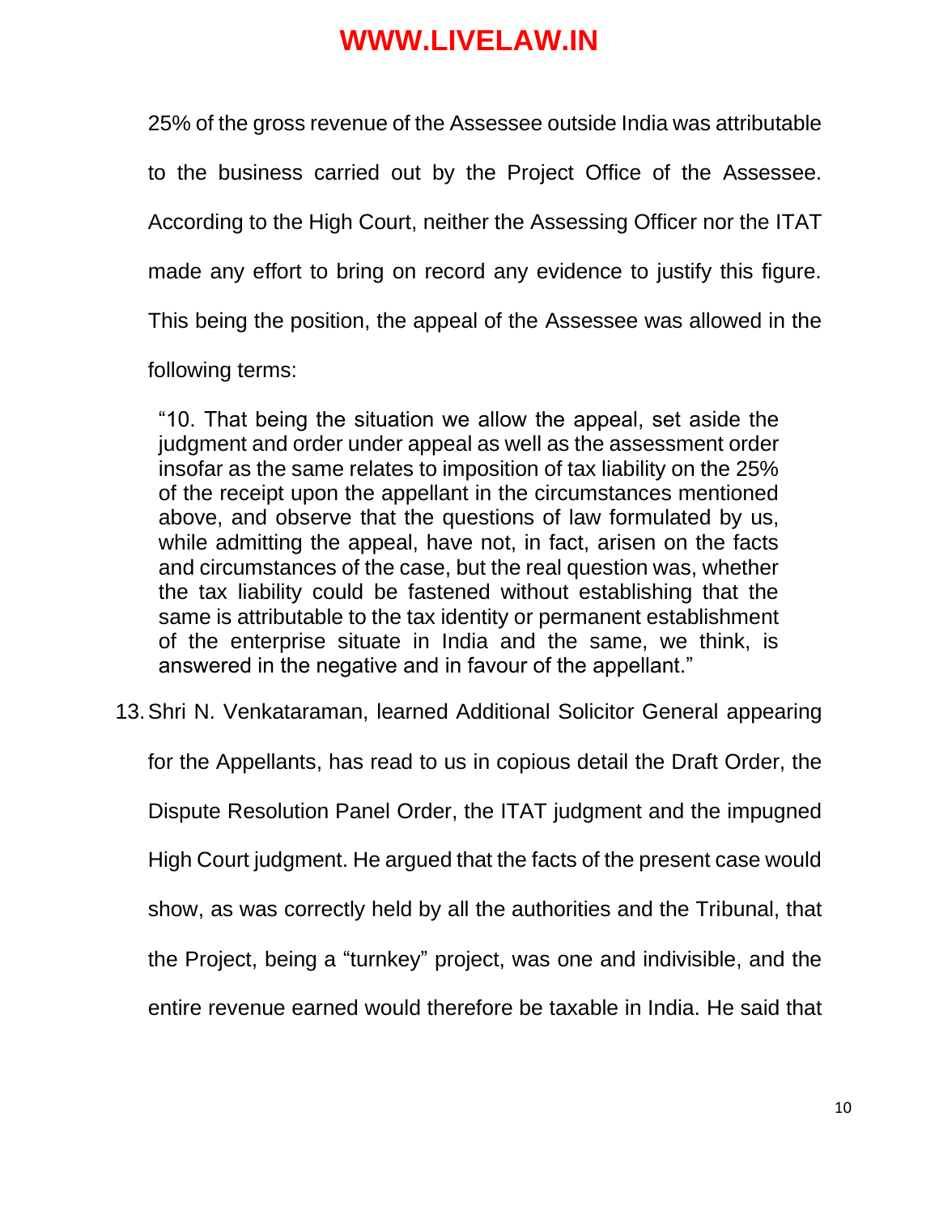25% of the gross revenue of the Assessee outside India was attributable to the business carried out by the Project Office of the Assessee. According to the High Court, neither the Assessing Officer nor the ITAT made any effort to bring on record any evidence to justify this figure. This being the position, the appeal of the Assessee was allowed in the following terms:

> "10. That being the situation we allow the appeal, set aside the judgment and order under appeal as well as the assessment order insofar as the same relates to imposition of tax liability on the 25% of the receipt upon the appellant in the circumstances mentioned above, and observe that the questions of law formulated by us, while admitting the appeal, have not, in fact, arisen on the facts and circumstances of the case, but the real question was, whether the tax liability could be fastened without establishing that the same is attributable to the tax identity or permanent establishment of the enterprise situate in India and the same, we think, is answered in the negative and in favour of the appellant."

13. Shri N. Venkataraman, learned Additional Solicitor General appearing for the Appellants, has read to us in copious detail the Draft Order, the Dispute Resolution Panel Order, the ITAT judgment and the impugned High Court judgment. He argued that the facts of the present case would show, as was correctly held by all the authorities and the Tribunal, that the Project, being a "turnkey" project, was one and indivisible, and the entire revenue earned would therefore be taxable in India. He said that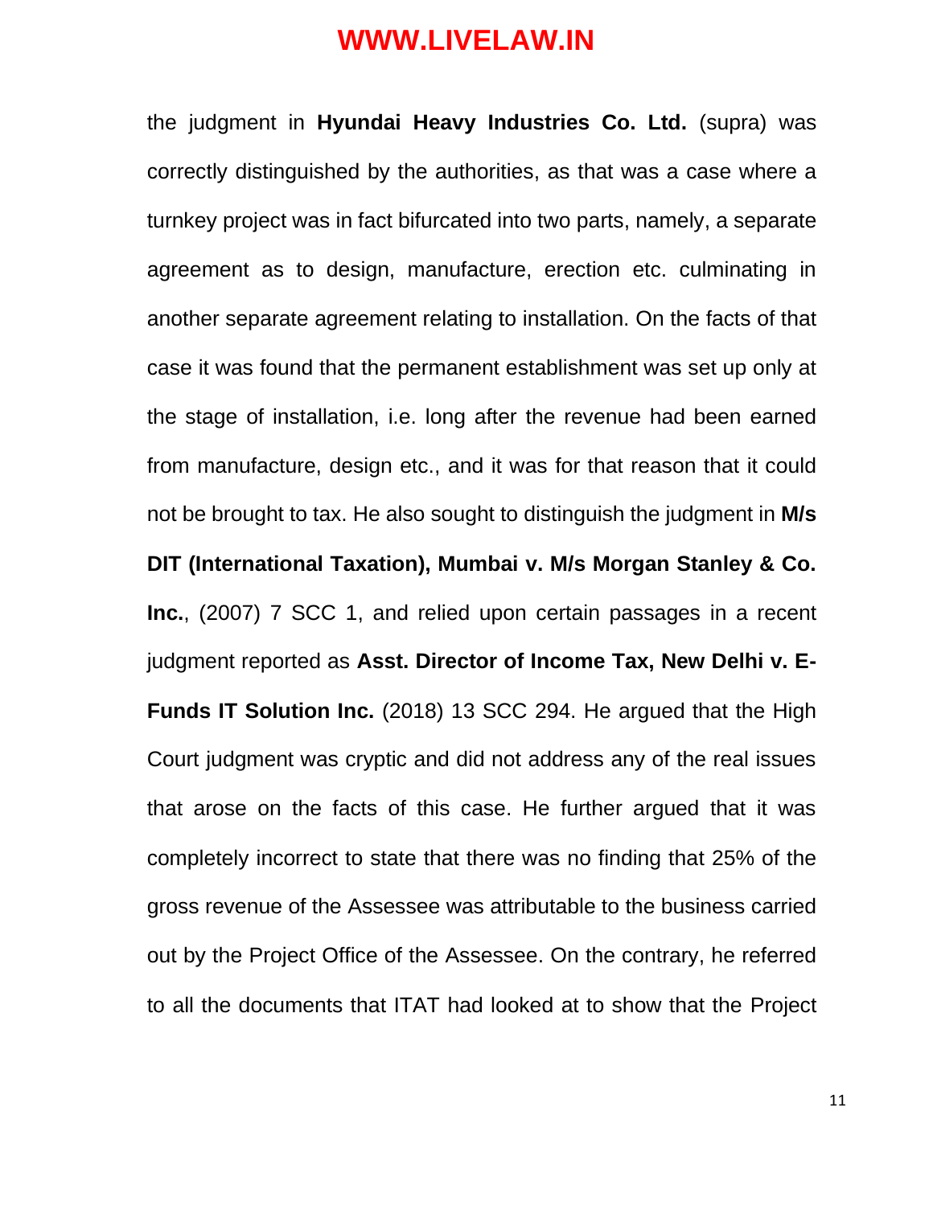the judgment in **Hyundai Heavy Industries Co. Ltd.** (supra) was correctly distinguished by the authorities, as that was a case where a turnkey project was in fact bifurcated into two parts, namely, a separate agreement as to design, manufacture, erection etc. culminating in another separate agreement relating to installation. On the facts of that case it was found that the permanent establishment was set up only at the stage of installation, i.e. long after the revenue had been earned from manufacture, design etc., and it was for that reason that it could not be brought to tax. He also sought to distinguish the judgment in **M/s DIT (International Taxation), Mumbai v. M/s Morgan Stanley & Co. Inc.**, (2007) 7 SCC 1, and relied upon certain passages in a recent judgment reported as **Asst. Director of Income Tax, New Delhi v. E-Funds IT Solution Inc.** (2018) 13 SCC 294. He argued that the High Court judgment was cryptic and did not address any of the real issues that arose on the facts of this case. He further argued that it was completely incorrect to state that there was no finding that 25% of the gross revenue of the Assessee was attributable to the business carried out by the Project Office of the Assessee. On the contrary, he referred to all the documents that ITAT had looked at to show that the Project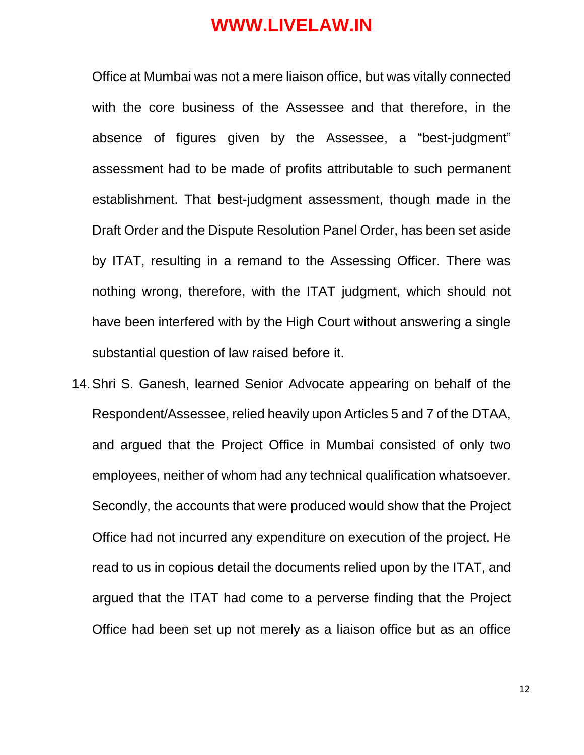Office at Mumbai was not a mere liaison office, but was vitally connected with the core business of the Assessee and that therefore, in the absence of figures given by the Assessee, a "best-judgment" assessment had to be made of profits attributable to such permanent establishment. That best-judgment assessment, though made in the Draft Order and the Dispute Resolution Panel Order, has been set aside by ITAT, resulting in a remand to the Assessing Officer. There was nothing wrong, therefore, with the ITAT judgment, which should not have been interfered with by the High Court without answering a single substantial question of law raised before it.

14. Shri S. Ganesh, learned Senior Advocate appearing on behalf of the Respondent/Assessee, relied heavily upon Articles 5 and 7 of the DTAA, and argued that the Project Office in Mumbai consisted of only two employees, neither of whom had any technical qualification whatsoever. Secondly, the accounts that were produced would show that the Project Office had not incurred any expenditure on execution of the project. He read to us in copious detail the documents relied upon by the ITAT, and argued that the ITAT had come to a perverse finding that the Project Office had been set up not merely as a liaison office but as an office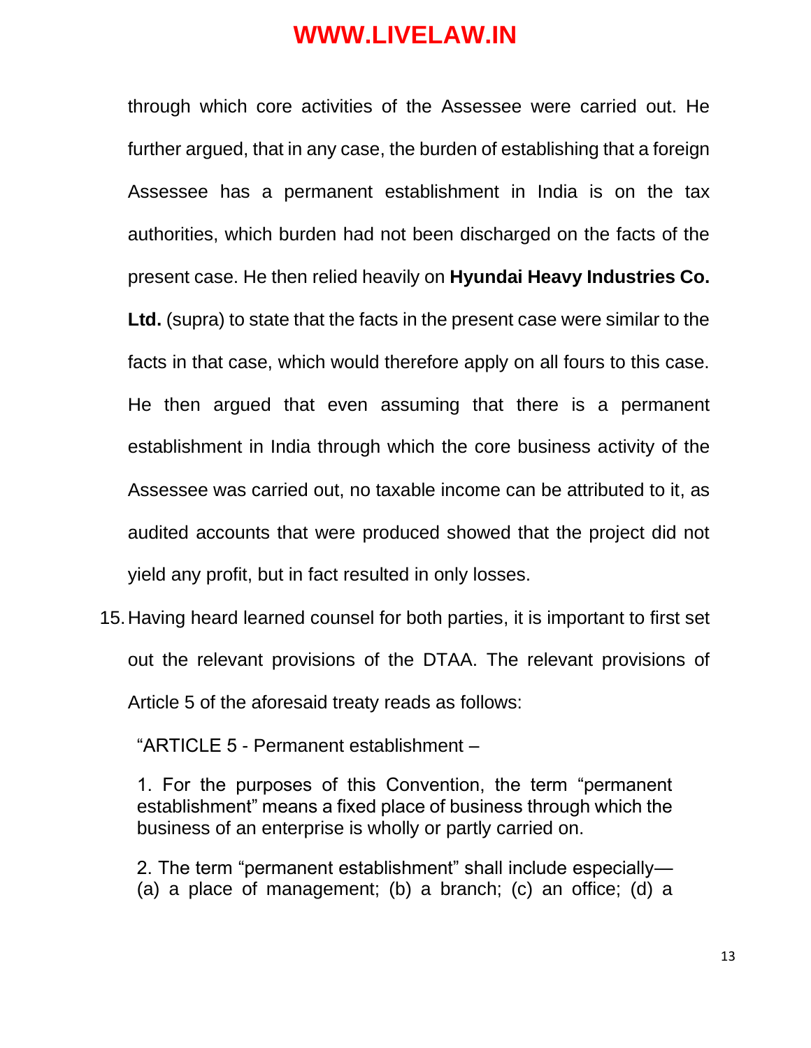through which core activities of the Assessee were carried out. He further argued, that in any case, the burden of establishing that a foreign Assessee has a permanent establishment in India is on the tax authorities, which burden had not been discharged on the facts of the present case. He then relied heavily on **Hyundai Heavy Industries Co. Ltd.** (supra) to state that the facts in the present case were similar to the facts in that case, which would therefore apply on all fours to this case. He then argued that even assuming that there is a permanent establishment in India through which the core business activity of the Assessee was carried out, no taxable income can be attributed to it, as audited accounts that were produced showed that the project did not yield any profit, but in fact resulted in only losses.

15. Having heard learned counsel for both parties, it is important to first set out the relevant provisions of the DTAA. The relevant provisions of Article 5 of the aforesaid treaty reads as follows:

> "ARTICLE 5 - Permanent establishment –
>
> 1. For the purposes of this Convention, the term "permanent establishment" means a fixed place of business through which the business of an enterprise is wholly or partly carried on.
>
> 2. The term "permanent establishment" shall include especially— (a) a place of management; (b) a branch; (c) an office; (d) a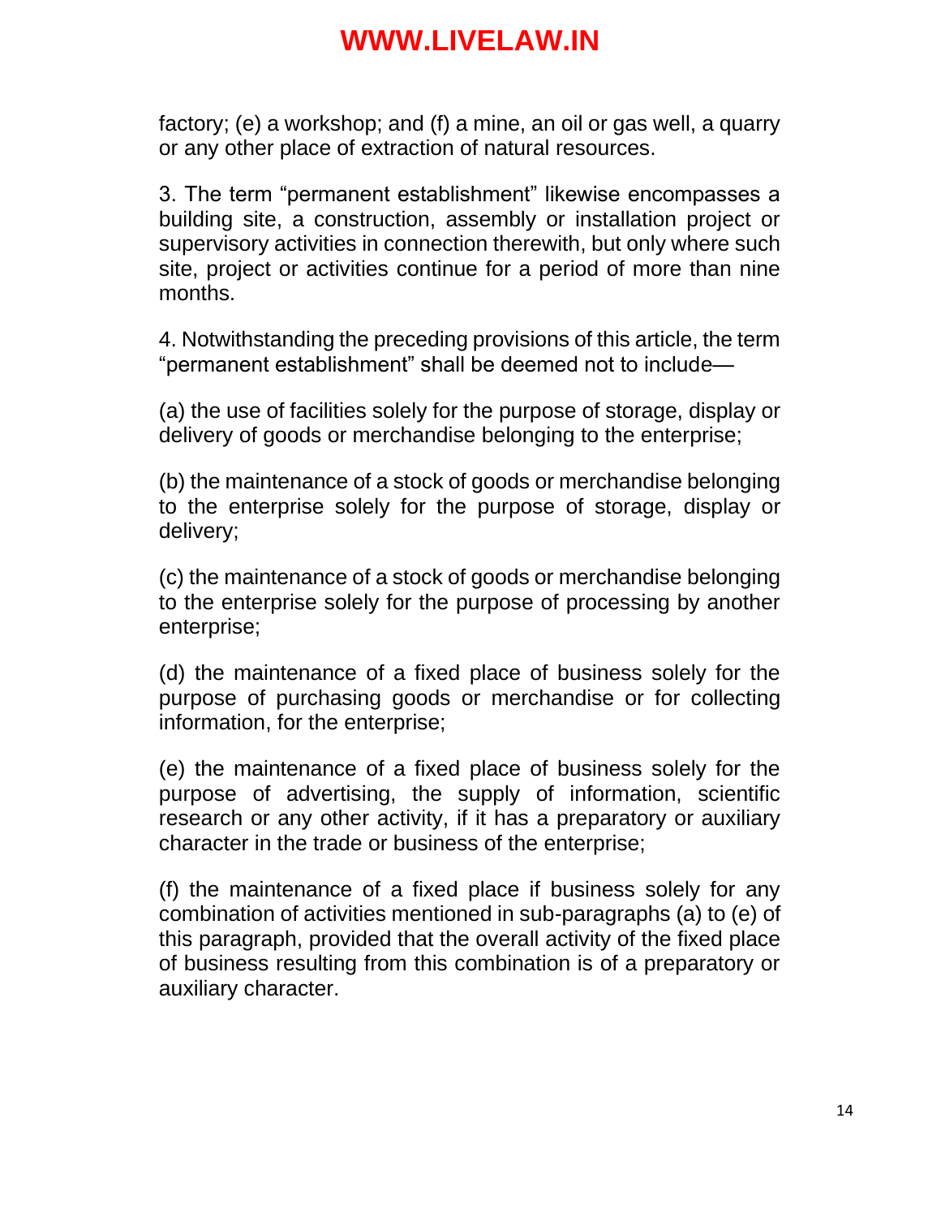factory; (e) a workshop; and (f) a mine, an oil or gas well, a quarry or any other place of extraction of natural resources.

3. The term "permanent establishment" likewise encompasses a building site, a construction, assembly or installation project or supervisory activities in connection therewith, but only where such site, project or activities continue for a period of more than nine months.

4. Notwithstanding the preceding provisions of this article, the term "permanent establishment" shall be deemed not to include—

(a) the use of facilities solely for the purpose of storage, display or delivery of goods or merchandise belonging to the enterprise;

(b) the maintenance of a stock of goods or merchandise belonging to the enterprise solely for the purpose of storage, display or delivery;

(c) the maintenance of a stock of goods or merchandise belonging to the enterprise solely for the purpose of processing by another enterprise;

(d) the maintenance of a fixed place of business solely for the purpose of purchasing goods or merchandise or for collecting information, for the enterprise;

(e) the maintenance of a fixed place of business solely for the purpose of advertising, the supply of information, scientific research or any other activity, if it has a preparatory or auxiliary character in the trade or business of the enterprise;

(f) the maintenance of a fixed place if business solely for any combination of activities mentioned in sub-paragraphs (a) to (e) of this paragraph, provided that the overall activity of the fixed place of business resulting from this combination is of a preparatory or auxiliary character.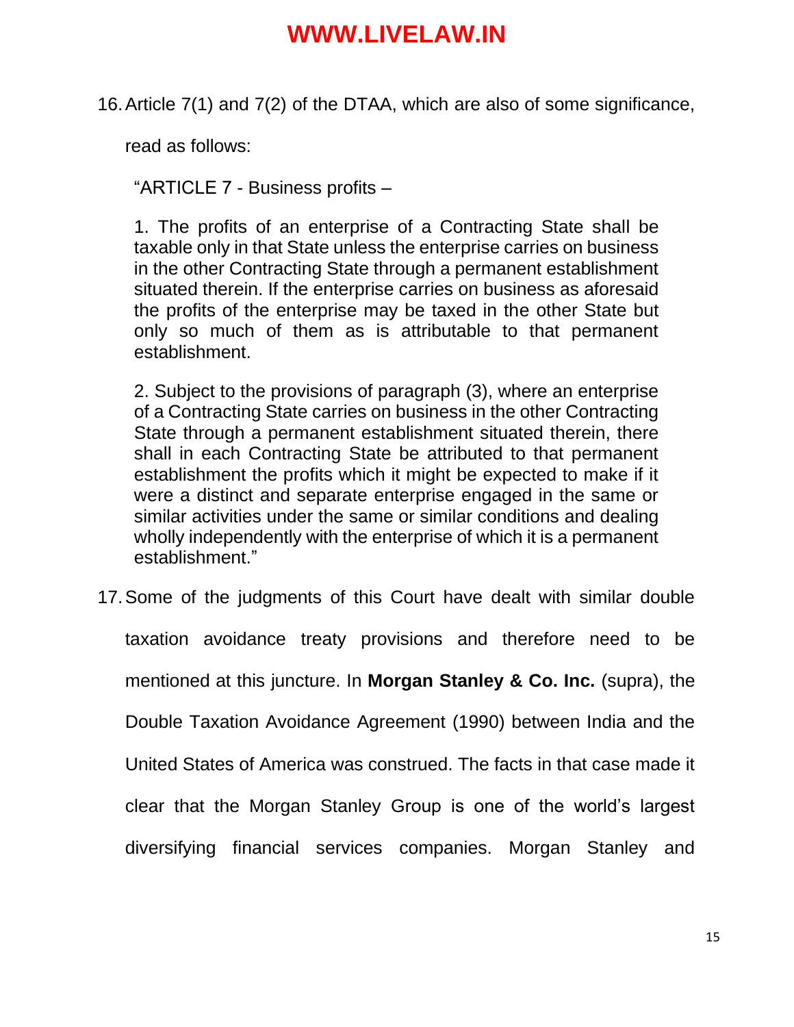16. Article 7(1) and 7(2) of the DTAA, which are also of some significance, read as follows:

> "ARTICLE 7 - Business profits –
>
> 1. The profits of an enterprise of a Contracting State shall be taxable only in that State unless the enterprise carries on business in the other Contracting State through a permanent establishment situated therein. If the enterprise carries on business as aforesaid the profits of the enterprise may be taxed in the other State but only so much of them as is attributable to that permanent establishment.
>
> 2. Subject to the provisions of paragraph (3), where an enterprise of a Contracting State carries on business in the other Contracting State through a permanent establishment situated therein, there shall in each Contracting State be attributed to that permanent establishment the profits which it might be expected to make if it were a distinct and separate enterprise engaged in the same or similar activities under the same or similar conditions and dealing wholly independently with the enterprise of which it is a permanent establishment."

17. Some of the judgments of this Court have dealt with similar double taxation avoidance treaty provisions and therefore need to be mentioned at this juncture. In **Morgan Stanley & Co. Inc.** (supra), the Double Taxation Avoidance Agreement (1990) between India and the United States of America was construed. The facts in that case made it clear that the Morgan Stanley Group is one of the world's largest diversifying financial services companies. Morgan Stanley and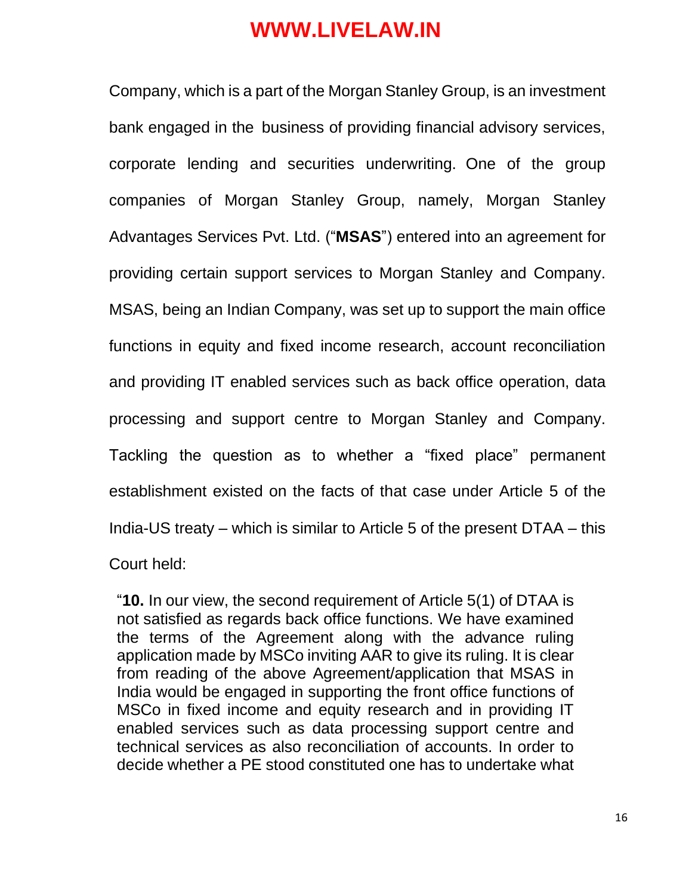Company, which is a part of the Morgan Stanley Group, is an investment bank engaged in the business of providing financial advisory services, corporate lending and securities underwriting. One of the group companies of Morgan Stanley Group, namely, Morgan Stanley Advantages Services Pvt. Ltd. ("**MSAS**") entered into an agreement for providing certain support services to Morgan Stanley and Company. MSAS, being an Indian Company, was set up to support the main office functions in equity and fixed income research, account reconciliation and providing IT enabled services such as back office operation, data processing and support centre to Morgan Stanley and Company. Tackling the question as to whether a "fixed place" permanent establishment existed on the facts of that case under Article 5 of the India-US treaty – which is similar to Article 5 of the present DTAA – this Court held:

> "**10.** In our view, the second requirement of Article 5(1) of DTAA is not satisfied as regards back office functions. We have examined the terms of the Agreement along with the advance ruling application made by MSCo inviting AAR to give its ruling. It is clear from reading of the above Agreement/application that MSAS in India would be engaged in supporting the front office functions of MSCo in fixed income and equity research and in providing IT enabled services such as data processing support centre and technical services as also reconciliation of accounts. In order to decide whether a PE stood constituted one has to undertake what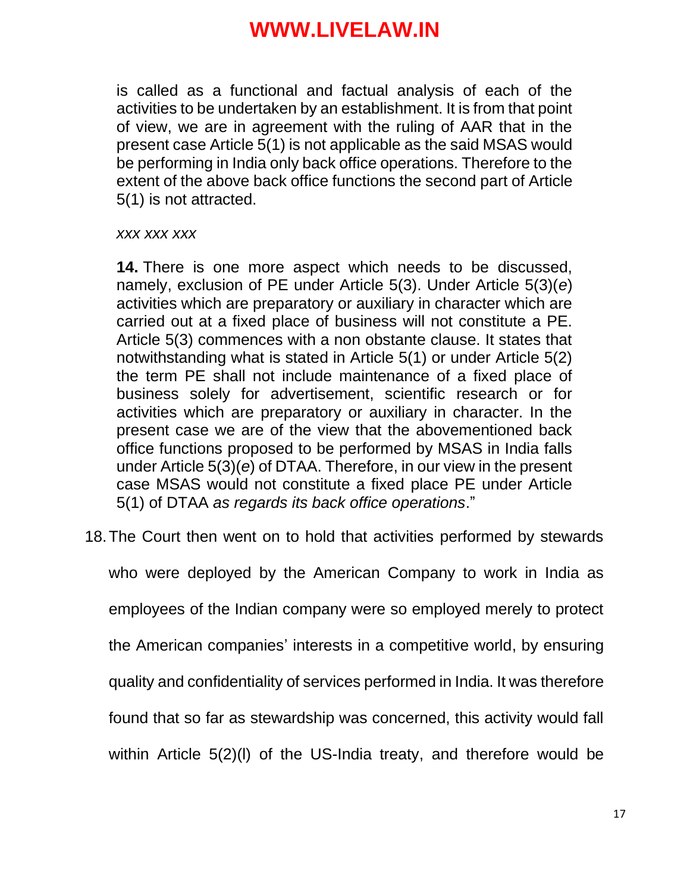> is called as a functional and factual analysis of each of the activities to be undertaken by an establishment. It is from that point of view, we are in agreement with the ruling of AAR that in the present case Article 5(1) is not applicable as the said MSAS would be performing in India only back office operations. Therefore to the extent of the above back office functions the second part of Article 5(1) is not attracted.
>
> *xxx xxx xxx*
>
> **14.** There is one more aspect which needs to be discussed, namely, exclusion of PE under Article 5(3). Under Article 5(3)(*e*) activities which are preparatory or auxiliary in character which are carried out at a fixed place of business will not constitute a PE. Article 5(3) commences with a non obstante clause. It states that notwithstanding what is stated in Article 5(1) or under Article 5(2) the term PE shall not include maintenance of a fixed place of business solely for advertisement, scientific research or for activities which are preparatory or auxiliary in character. In the present case we are of the view that the abovementioned back office functions proposed to be performed by MSAS in India falls under Article 5(3)(*e*) of DTAA. Therefore, in our view in the present case MSAS would not constitute a fixed place PE under Article 5(1) of DTAA *as regards its back office operations*."

18. The Court then went on to hold that activities performed by stewards who were deployed by the American Company to work in India as employees of the Indian company were so employed merely to protect the American companies' interests in a competitive world, by ensuring quality and confidentiality of services performed in India. It was therefore found that so far as stewardship was concerned, this activity would fall within Article 5(2)(l) of the US-India treaty, and therefore would be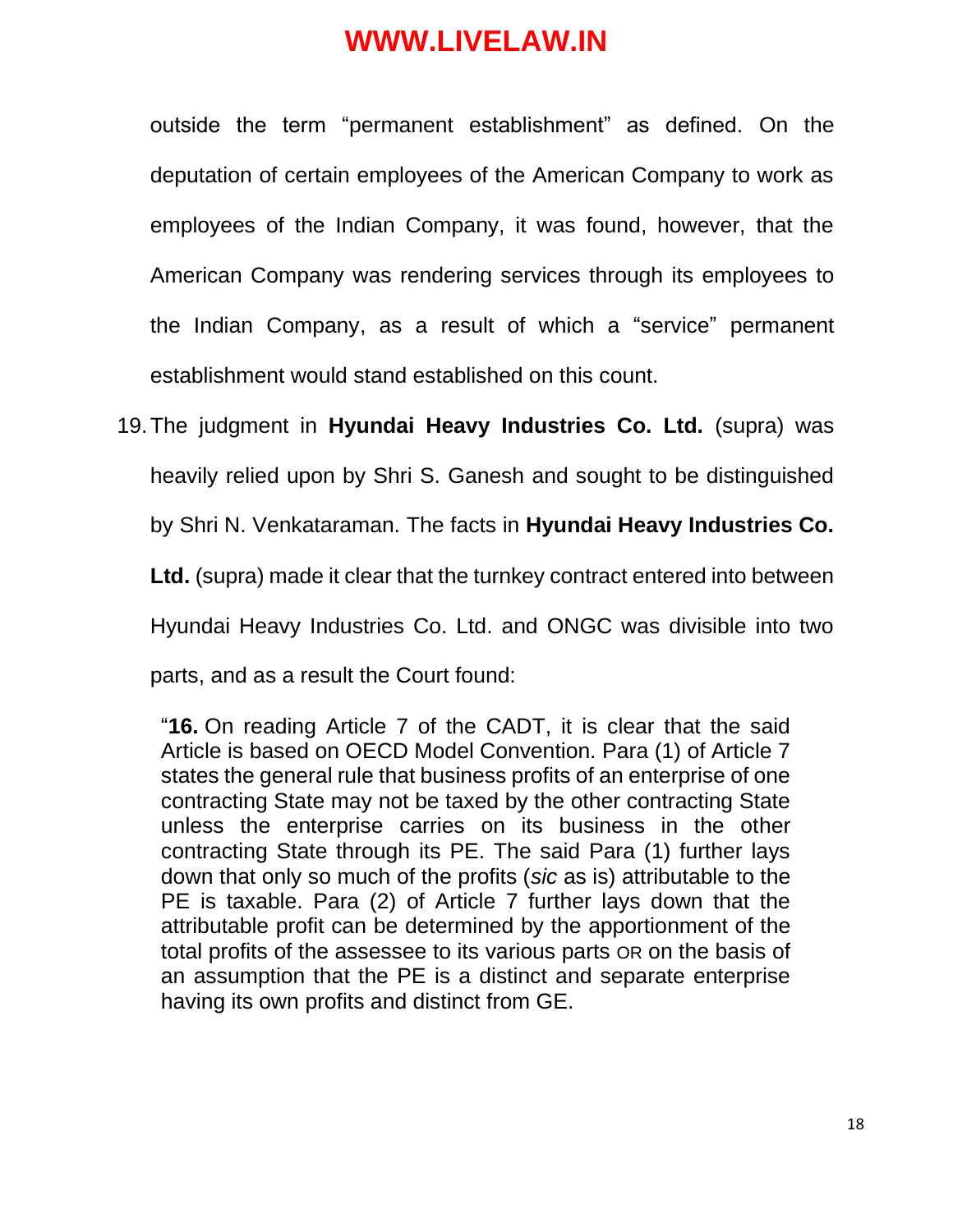outside the term "permanent establishment" as defined. On the deputation of certain employees of the American Company to work as employees of the Indian Company, it was found, however, that the American Company was rendering services through its employees to the Indian Company, as a result of which a "service" permanent establishment would stand established on this count.

19. The judgment in **Hyundai Heavy Industries Co. Ltd.** (supra) was heavily relied upon by Shri S. Ganesh and sought to be distinguished by Shri N. Venkataraman. The facts in **Hyundai Heavy Industries Co. Ltd.** (supra) made it clear that the turnkey contract entered into between Hyundai Heavy Industries Co. Ltd. and ONGC was divisible into two parts, and as a result the Court found:

> "**16.** On reading Article 7 of the CADT, it is clear that the said Article is based on OECD Model Convention. Para (1) of Article 7 states the general rule that business profits of an enterprise of one contracting State may not be taxed by the other contracting State unless the enterprise carries on its business in the other contracting State through its PE. The said Para (1) further lays down that only so much of the profits (*sic* as is) attributable to the PE is taxable. Para (2) of Article 7 further lays down that the attributable profit can be determined by the apportionment of the total profits of the assessee to its various parts OR on the basis of an assumption that the PE is a distinct and separate enterprise having its own profits and distinct from GE.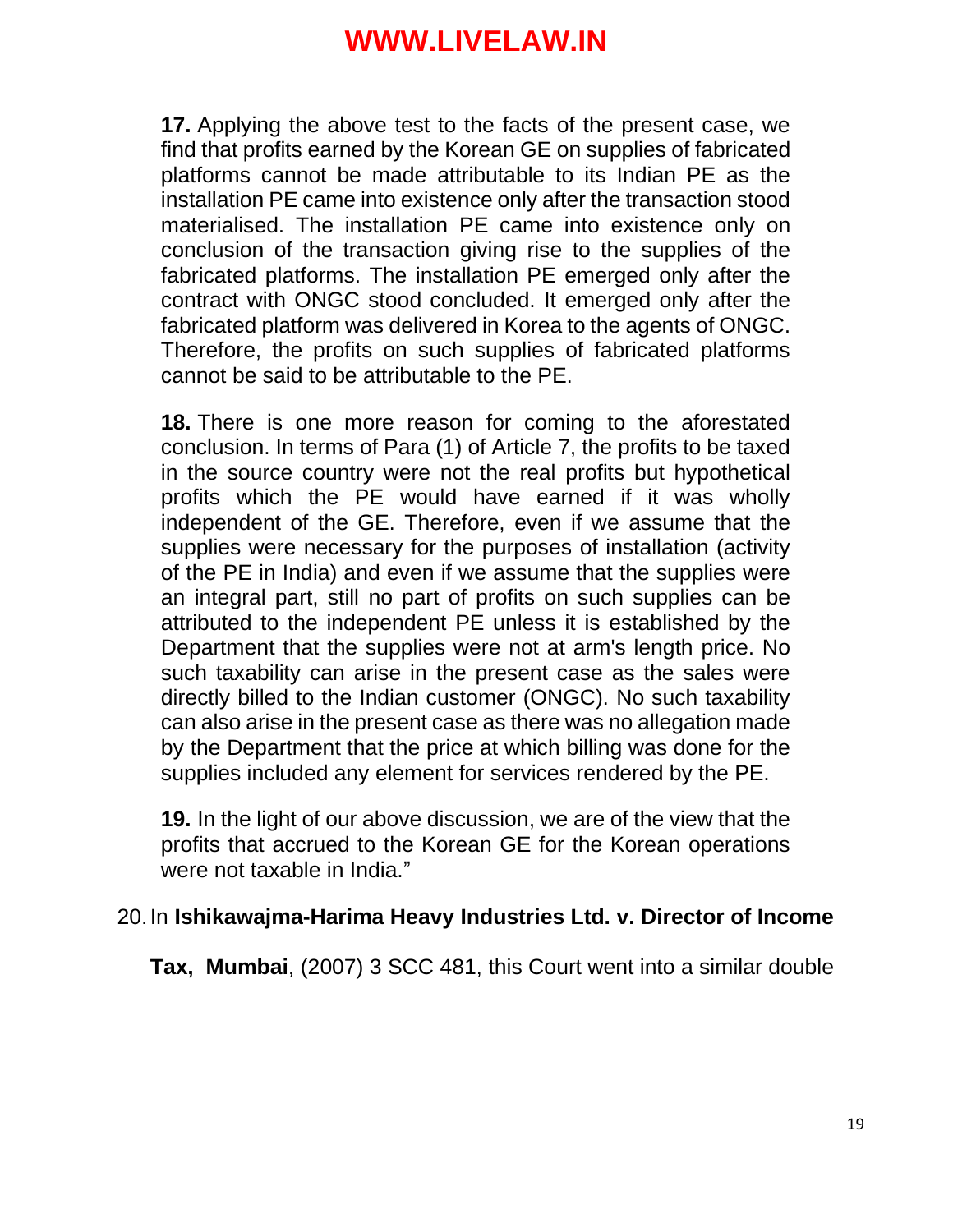**17.** Applying the above test to the facts of the present case, we find that profits earned by the Korean GE on supplies of fabricated platforms cannot be made attributable to its Indian PE as the installation PE came into existence only after the transaction stood materialised. The installation PE came into existence only on conclusion of the transaction giving rise to the supplies of the fabricated platforms. The installation PE emerged only after the contract with ONGC stood concluded. It emerged only after the fabricated platform was delivered in Korea to the agents of ONGC. Therefore, the profits on such supplies of fabricated platforms cannot be said to be attributable to the PE.

**18.** There is one more reason for coming to the aforestated conclusion. In terms of Para (1) of Article 7, the profits to be taxed in the source country were not the real profits but hypothetical profits which the PE would have earned if it was wholly independent of the GE. Therefore, even if we assume that the supplies were necessary for the purposes of installation (activity of the PE in India) and even if we assume that the supplies were an integral part, still no part of profits on such supplies can be attributed to the independent PE unless it is established by the Department that the supplies were not at arm's length price. No such taxability can arise in the present case as the sales were directly billed to the Indian customer (ONGC). No such taxability can also arise in the present case as there was no allegation made by the Department that the price at which billing was done for the supplies included any element for services rendered by the PE.

**19.** In the light of our above discussion, we are of the view that the profits that accrued to the Korean GE for the Korean operations were not taxable in India."

20. In **Ishikawajma-Harima Heavy Industries Ltd. v. Director of Income Tax, Mumbai**, (2007) 3 SCC 481, this Court went into a similar double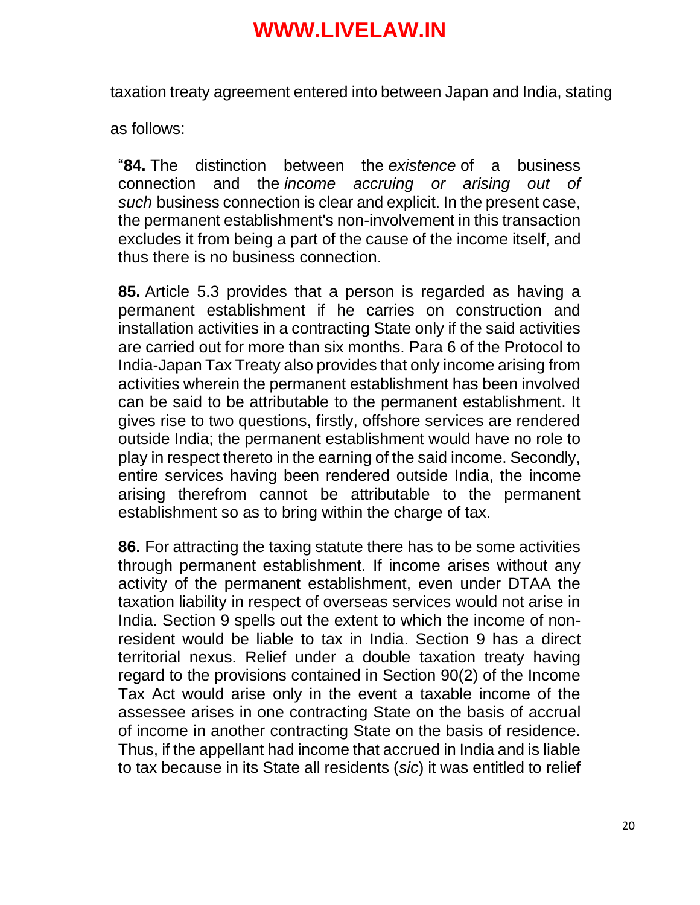taxation treaty agreement entered into between Japan and India, stating as follows:

> "**84.** The distinction between the *existence* of a business connection and the *income accruing or arising out of such* business connection is clear and explicit. In the present case, the permanent establishment's non-involvement in this transaction excludes it from being a part of the cause of the income itself, and thus there is no business connection.
>
> **85.** Article 5.3 provides that a person is regarded as having a permanent establishment if he carries on construction and installation activities in a contracting State only if the said activities are carried out for more than six months. Para 6 of the Protocol to India-Japan Tax Treaty also provides that only income arising from activities wherein the permanent establishment has been involved can be said to be attributable to the permanent establishment. It gives rise to two questions, firstly, offshore services are rendered outside India; the permanent establishment would have no role to play in respect thereto in the earning of the said income. Secondly, entire services having been rendered outside India, the income arising therefrom cannot be attributable to the permanent establishment so as to bring within the charge of tax.
>
> **86.** For attracting the taxing statute there has to be some activities through permanent establishment. If income arises without any activity of the permanent establishment, even under DTAA the taxation liability in respect of overseas services would not arise in India. Section 9 spells out the extent to which the income of non-resident would be liable to tax in India. Section 9 has a direct territorial nexus. Relief under a double taxation treaty having regard to the provisions contained in Section 90(2) of the Income Tax Act would arise only in the event a taxable income of the assessee arises in one contracting State on the basis of accrual of income in another contracting State on the basis of residence. Thus, if the appellant had income that accrued in India and is liable to tax because in its State all residents (*sic*) it was entitled to relief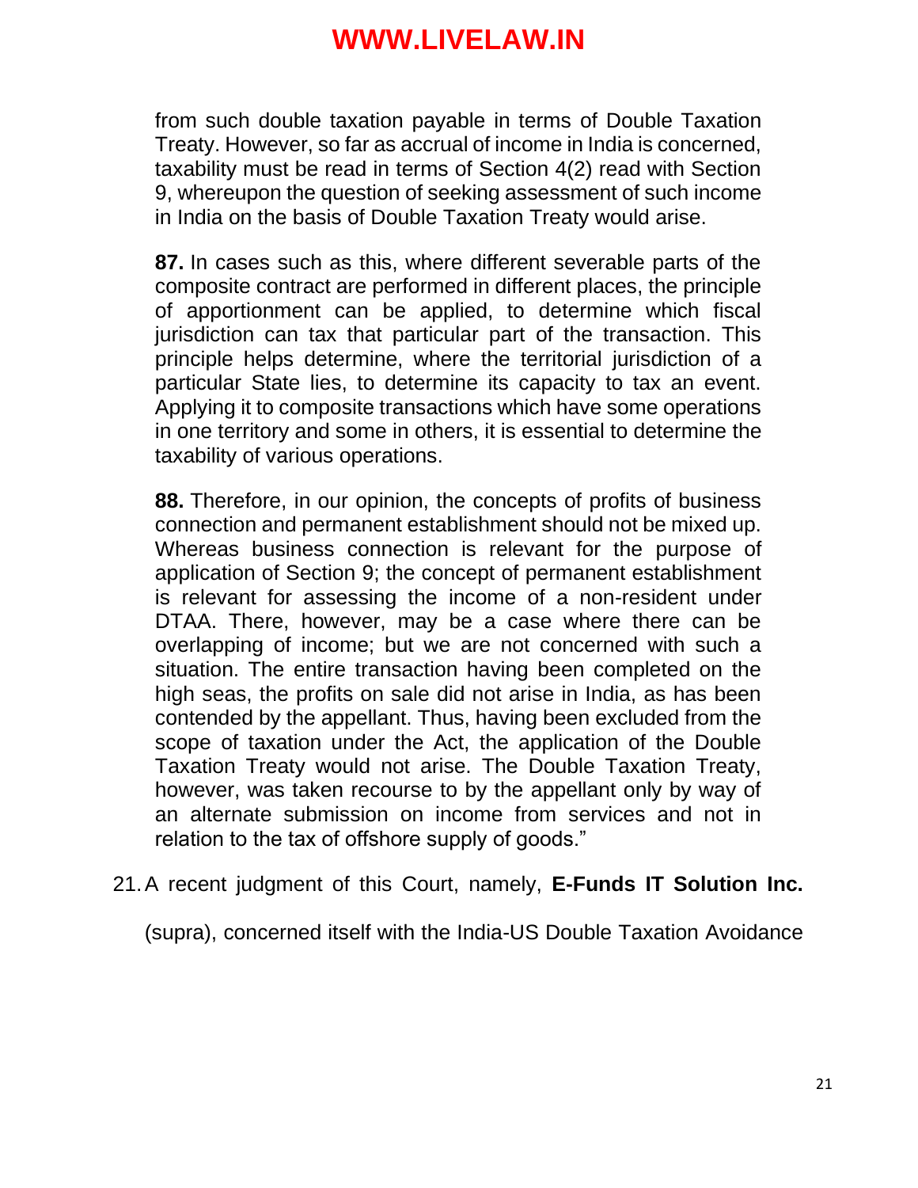from such double taxation payable in terms of Double Taxation Treaty. However, so far as accrual of income in India is concerned, taxability must be read in terms of Section 4(2) read with Section 9, whereupon the question of seeking assessment of such income in India on the basis of Double Taxation Treaty would arise.

**87.** In cases such as this, where different severable parts of the composite contract are performed in different places, the principle of apportionment can be applied, to determine which fiscal jurisdiction can tax that particular part of the transaction. This principle helps determine, where the territorial jurisdiction of a particular State lies, to determine its capacity to tax an event. Applying it to composite transactions which have some operations in one territory and some in others, it is essential to determine the taxability of various operations.

**88.** Therefore, in our opinion, the concepts of profits of business connection and permanent establishment should not be mixed up. Whereas business connection is relevant for the purpose of application of Section 9; the concept of permanent establishment is relevant for assessing the income of a non-resident under DTAA. There, however, may be a case where there can be overlapping of income; but we are not concerned with such a situation. The entire transaction having been completed on the high seas, the profits on sale did not arise in India, as has been contended by the appellant. Thus, having been excluded from the scope of taxation under the Act, the application of the Double Taxation Treaty would not arise. The Double Taxation Treaty, however, was taken recourse to by the appellant only by way of an alternate submission on income from services and not in relation to the tax of offshore supply of goods."

21. A recent judgment of this Court, namely, **E-Funds IT Solution Inc.** (supra), concerned itself with the India-US Double Taxation Avoidance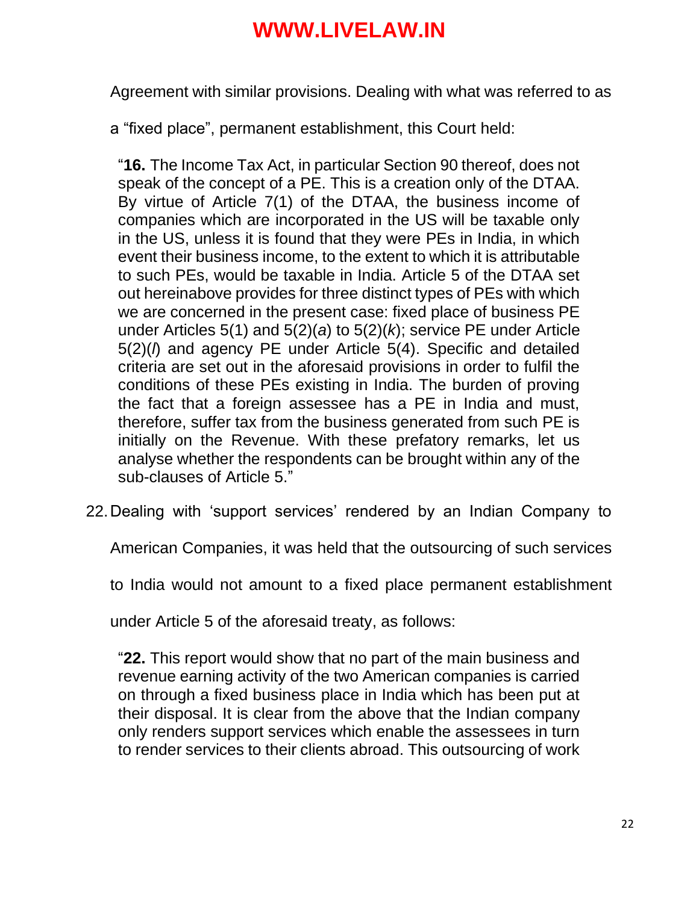Agreement with similar provisions. Dealing with what was referred to as a "fixed place", permanent establishment, this Court held:

> "**16.** The Income Tax Act, in particular Section 90 thereof, does not speak of the concept of a PE. This is a creation only of the DTAA. By virtue of Article 7(1) of the DTAA, the business income of companies which are incorporated in the US will be taxable only in the US, unless it is found that they were PEs in India, in which event their business income, to the extent to which it is attributable to such PEs, would be taxable in India. Article 5 of the DTAA set out hereinabove provides for three distinct types of PEs with which we are concerned in the present case: fixed place of business PE under Articles 5(1) and 5(2)(*a*) to 5(2)(*k*); service PE under Article 5(2)(*l*) and agency PE under Article 5(4). Specific and detailed criteria are set out in the aforesaid provisions in order to fulfil the conditions of these PEs existing in India. The burden of proving the fact that a foreign assessee has a PE in India and must, therefore, suffer tax from the business generated from such PE is initially on the Revenue. With these prefatory remarks, let us analyse whether the respondents can be brought within any of the sub-clauses of Article 5."

22. Dealing with 'support services' rendered by an Indian Company to American Companies, it was held that the outsourcing of such services to India would not amount to a fixed place permanent establishment under Article 5 of the aforesaid treaty, as follows:

> "**22.** This report would show that no part of the main business and revenue earning activity of the two American companies is carried on through a fixed business place in India which has been put at their disposal. It is clear from the above that the Indian company only renders support services which enable the assessees in turn to render services to their clients abroad. This outsourcing of work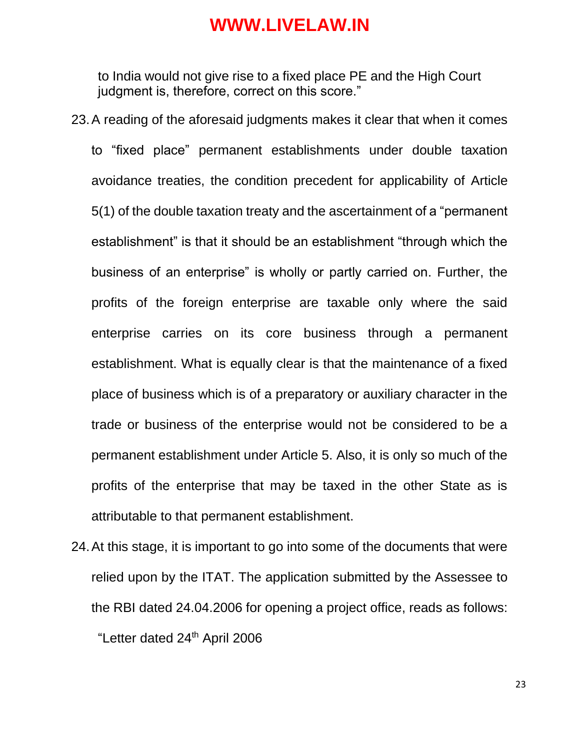to India would not give rise to a fixed place PE and the High Court judgment is, therefore, correct on this score."

23. A reading of the aforesaid judgments makes it clear that when it comes to "fixed place" permanent establishments under double taxation avoidance treaties, the condition precedent for applicability of Article 5(1) of the double taxation treaty and the ascertainment of a "permanent establishment" is that it should be an establishment "through which the business of an enterprise" is wholly or partly carried on. Further, the profits of the foreign enterprise are taxable only where the said enterprise carries on its core business through a permanent establishment. What is equally clear is that the maintenance of a fixed place of business which is of a preparatory or auxiliary character in the trade or business of the enterprise would not be considered to be a permanent establishment under Article 5. Also, it is only so much of the profits of the enterprise that may be taxed in the other State as is attributable to that permanent establishment.

24. At this stage, it is important to go into some of the documents that were relied upon by the ITAT. The application submitted by the Assessee to the RBI dated 24.04.2006 for opening a project office, reads as follows:

"Letter dated 24th April 2006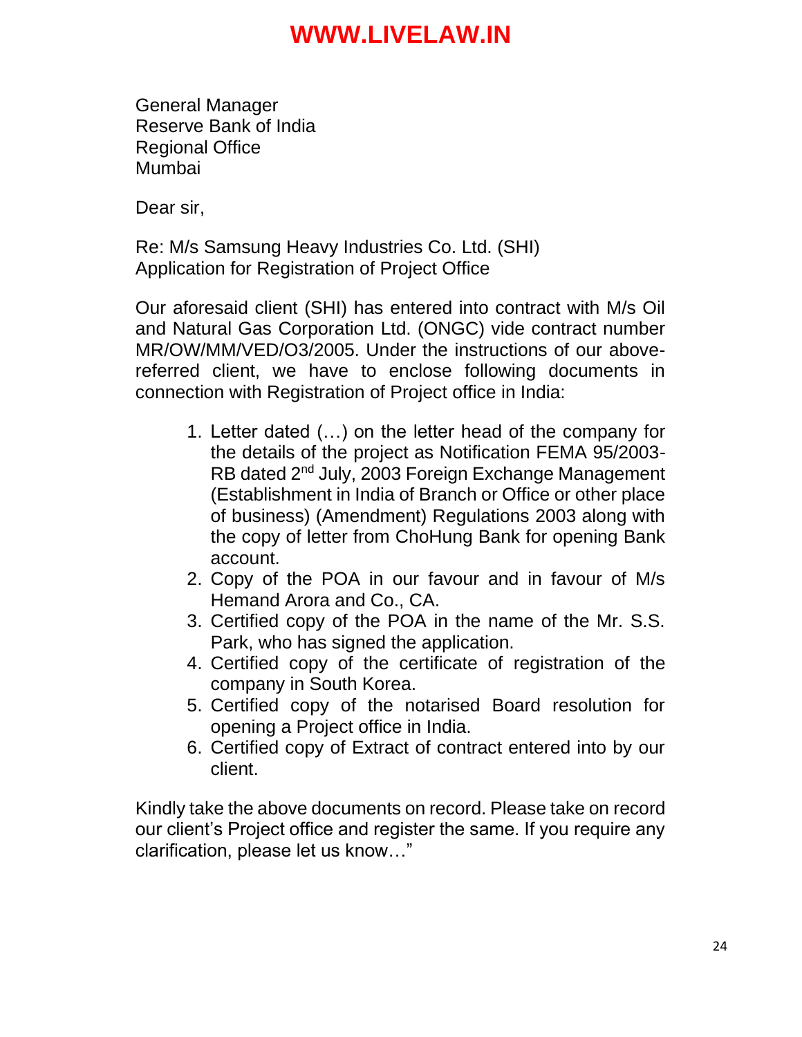General Manager
Reserve Bank of India
Regional Office
Mumbai

Dear sir,

Re: M/s Samsung Heavy Industries Co. Ltd. (SHI)
Application for Registration of Project Office

Our aforesaid client (SHI) has entered into contract with M/s Oil and Natural Gas Corporation Ltd. (ONGC) vide contract number MR/OW/MM/VED/O3/2005. Under the instructions of our above-referred client, we have to enclose following documents in connection with Registration of Project office in India:

1. Letter dated (…) on the letter head of the company for the details of the project as Notification FEMA 95/2003-RB dated 2nd July, 2003 Foreign Exchange Management (Establishment in India of Branch or Office or other place of business) (Amendment) Regulations 2003 along with the copy of letter from ChoHung Bank for opening Bank account.
2. Copy of the POA in our favour and in favour of M/s Hemand Arora and Co., CA.
3. Certified copy of the POA in the name of the Mr. S.S. Park, who has signed the application.
4. Certified copy of the certificate of registration of the company in South Korea.
5. Certified copy of the notarised Board resolution for opening a Project office in India.
6. Certified copy of Extract of contract entered into by our client.

Kindly take the above documents on record. Please take on record our client's Project office and register the same. If you require any clarification, please let us know…"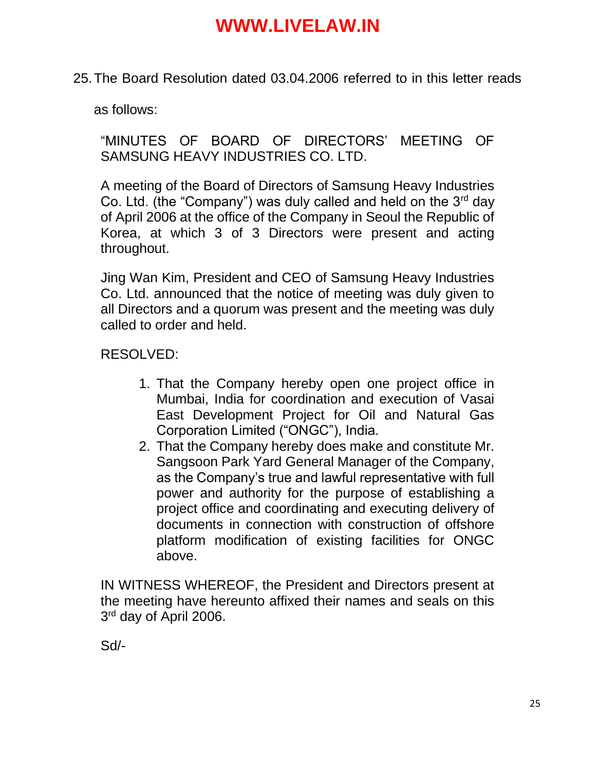25. The Board Resolution dated 03.04.2006 referred to in this letter reads as follows:

> "MINUTES OF BOARD OF DIRECTORS' MEETING OF SAMSUNG HEAVY INDUSTRIES CO. LTD.
>
> A meeting of the Board of Directors of Samsung Heavy Industries Co. Ltd. (the "Company") was duly called and held on the 3rd day of April 2006 at the office of the Company in Seoul the Republic of Korea, at which 3 of 3 Directors were present and acting throughout.
>
> Jing Wan Kim, President and CEO of Samsung Heavy Industries Co. Ltd. announced that the notice of meeting was duly given to all Directors and a quorum was present and the meeting was duly called to order and held.
>
> RESOLVED:
>
> 1. That the Company hereby open one project office in Mumbai, India for coordination and execution of Vasai East Development Project for Oil and Natural Gas Corporation Limited ("ONGC"), India.
> 2. That the Company hereby does make and constitute Mr. Sangsoon Park Yard General Manager of the Company, as the Company's true and lawful representative with full power and authority for the purpose of establishing a project office and coordinating and executing delivery of documents in connection with construction of offshore platform modification of existing facilities for ONGC above.
>
> IN WITNESS WHEREOF, the President and Directors present at the meeting have hereunto affixed their names and seals on this 3rd day of April 2006.
>
> Sd/-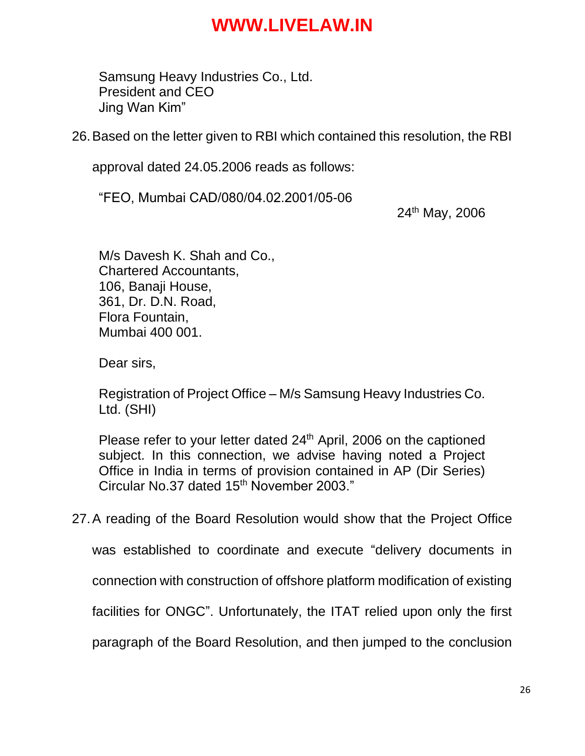Samsung Heavy Industries Co., Ltd.
President and CEO
Jing Wan Kim"

26. Based on the letter given to RBI which contained this resolution, the RBI approval dated 24.05.2006 reads as follows:

"FEO, Mumbai CAD/080/04.02.2001/05-06

24th May, 2006

M/s Davesh K. Shah and Co.,
Chartered Accountants,
106, Banaji House,
361, Dr. D.N. Road,
Flora Fountain,
Mumbai 400 001.

Dear sirs,

Registration of Project Office – M/s Samsung Heavy Industries Co. Ltd. (SHI)

Please refer to your letter dated 24th April, 2006 on the captioned subject. In this connection, we advise having noted a Project Office in India in terms of provision contained in AP (Dir Series) Circular No.37 dated 15th November 2003."

27. A reading of the Board Resolution would show that the Project Office was established to coordinate and execute "delivery documents in connection with construction of offshore platform modification of existing facilities for ONGC". Unfortunately, the ITAT relied upon only the first paragraph of the Board Resolution, and then jumped to the conclusion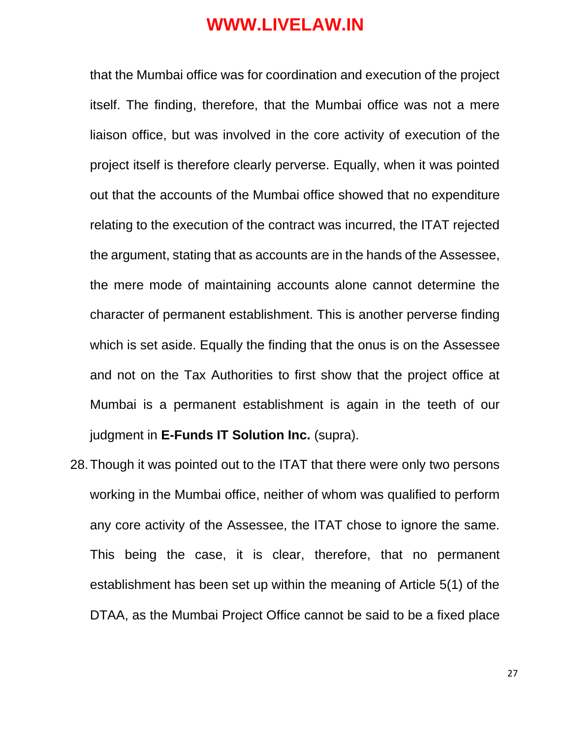that the Mumbai office was for coordination and execution of the project itself. The finding, therefore, that the Mumbai office was not a mere liaison office, but was involved in the core activity of execution of the project itself is therefore clearly perverse. Equally, when it was pointed out that the accounts of the Mumbai office showed that no expenditure relating to the execution of the contract was incurred, the ITAT rejected the argument, stating that as accounts are in the hands of the Assessee, the mere mode of maintaining accounts alone cannot determine the character of permanent establishment. This is another perverse finding which is set aside. Equally the finding that the onus is on the Assessee and not on the Tax Authorities to first show that the project office at Mumbai is a permanent establishment is again in the teeth of our judgment in **E-Funds IT Solution Inc.** (supra).

28. Though it was pointed out to the ITAT that there were only two persons working in the Mumbai office, neither of whom was qualified to perform any core activity of the Assessee, the ITAT chose to ignore the same. This being the case, it is clear, therefore, that no permanent establishment has been set up within the meaning of Article 5(1) of the DTAA, as the Mumbai Project Office cannot be said to be a fixed place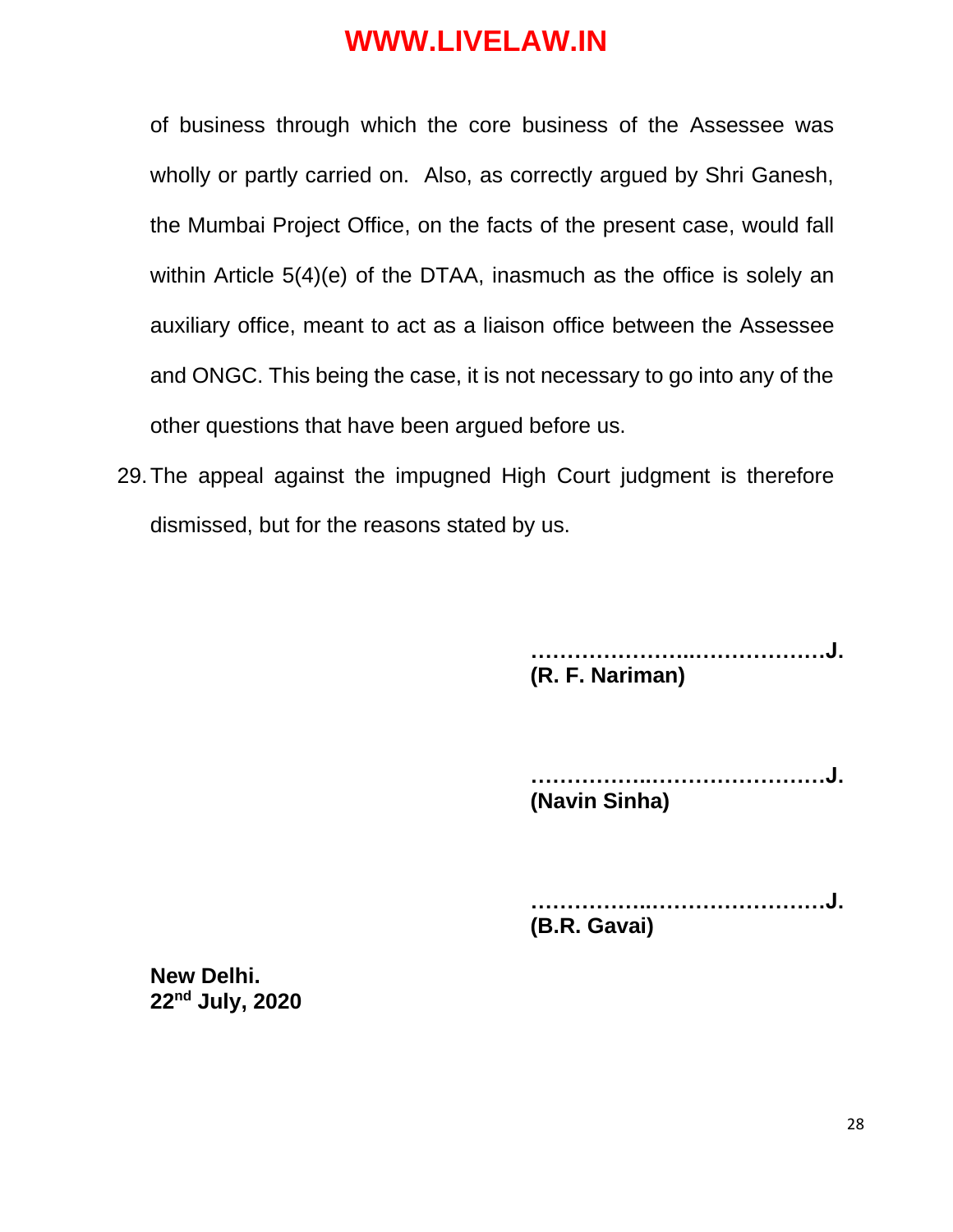of business through which the core business of the Assessee was wholly or partly carried on. Also, as correctly argued by Shri Ganesh, the Mumbai Project Office, on the facts of the present case, would fall within Article 5(4)(e) of the DTAA, inasmuch as the office is solely an auxiliary office, meant to act as a liaison office between the Assessee and ONGC. This being the case, it is not necessary to go into any of the other questions that have been argued before us.

29. The appeal against the impugned High Court judgment is therefore dismissed, but for the reasons stated by us.

**……………………..………………J.**
**(R. F. Nariman)**

**…………………..…………………J.**
**(Navin Sinha)**

**…………………..…………………J.**
**(B.R. Gavai)**

**New Delhi.**
**22nd July, 2020**